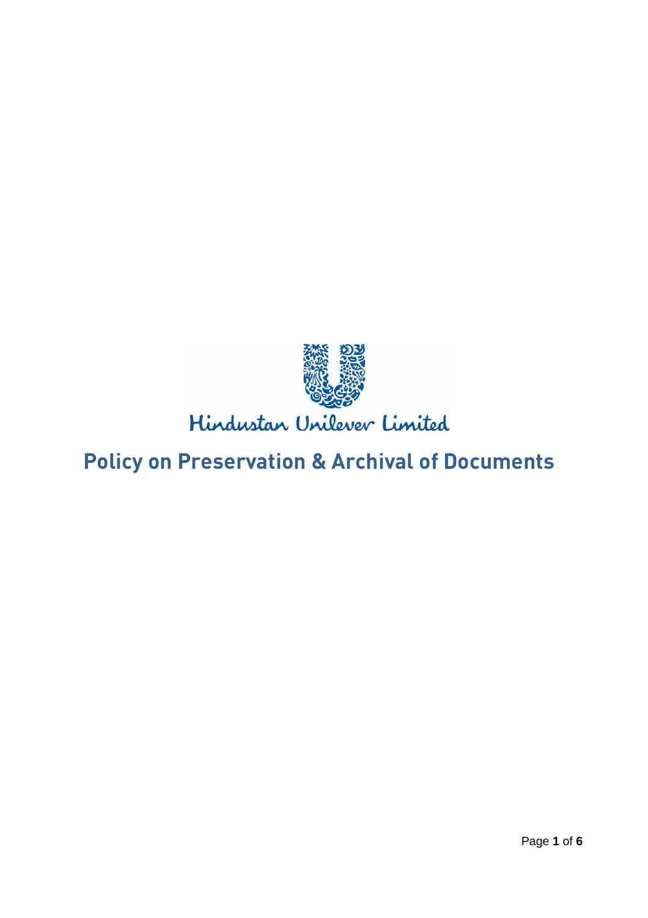Hindustan Unilever Limited

# Policy on Preservation & Archival of Documents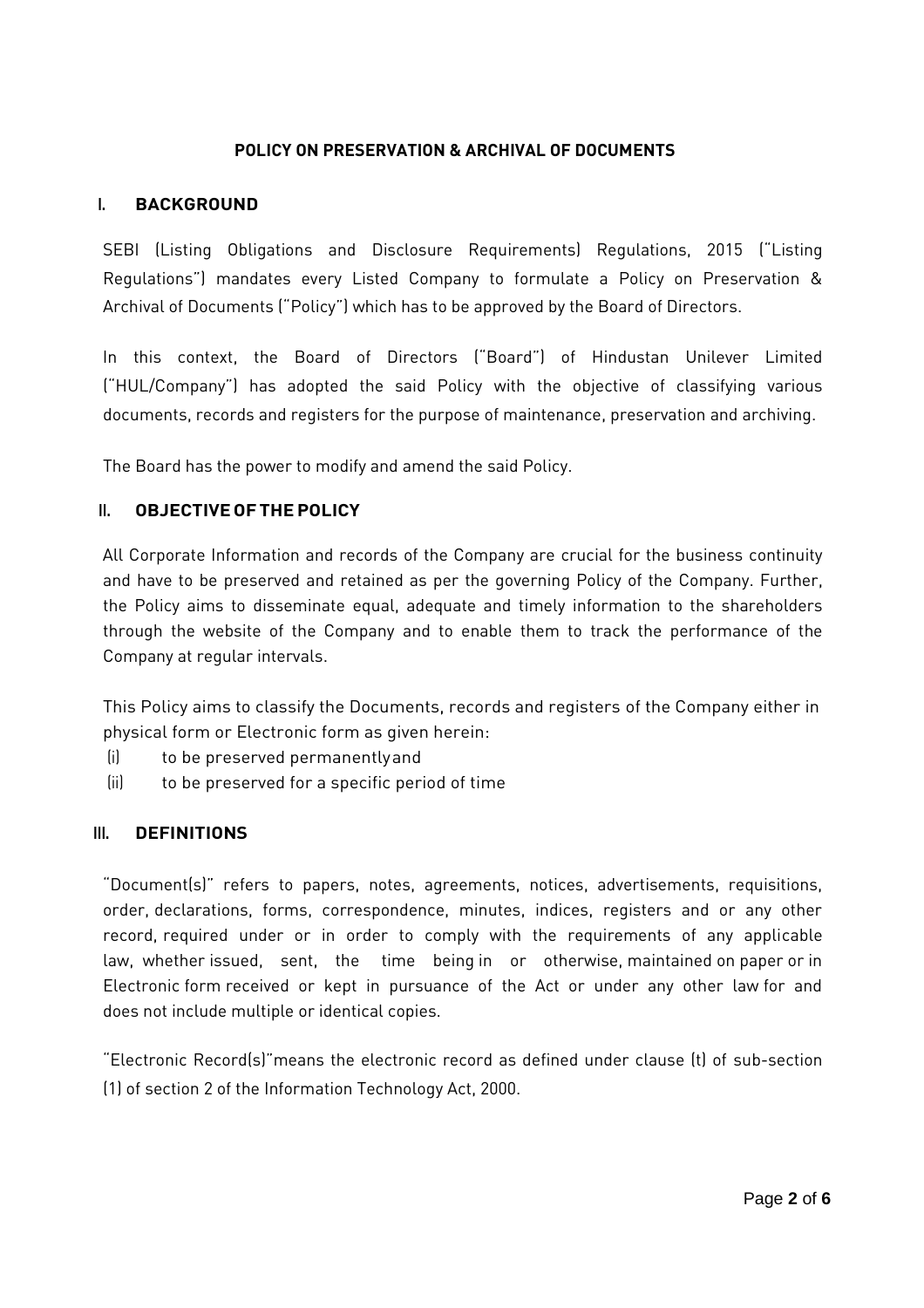## POLICY ON PRESERVATION & ARCHIVAL OF DOCUMENTS

### I. BACKGROUND

SEBI (Listing Obligations and Disclosure Requirements) Regulations, 2015 ("Listing Regulations") mandates every Listed Company to formulate a Policy on Preservation & Archival of Documents ("Policy") which has to be approved by the Board of Directors.

In this context, the Board of Directors ("Board") of Hindustan Unilever Limited ("HUL/Company") has adopted the said Policy with the objective of classifying various documents, records and registers for the purpose of maintenance, preservation and archiving.

The Board has the power to modify and amend the said Policy.

### II. OBJECTIVE OF THE POLICY

All Corporate Information and records of the Company are crucial for the business continuity and have to be preserved and retained as per the governing Policy of the Company. Further, the Policy aims to disseminate equal, adequate and timely information to the shareholders through the website of the Company and to enable them to track the performance of the Company at regular intervals.

This Policy aims to classify the Documents, records and registers of the Company either in physical form or Electronic form as given herein:

(i) to be preserved permanently and

(ii) to be preserved for a specific period of time

### III. DEFINITIONS

"Document(s)" refers to papers, notes, agreements, notices, advertisements, requisitions, order, declarations, forms, correspondence, minutes, indices, registers and or any other record, required under or in order to comply with the requirements of any applicable law, whether issued, sent, the time being in or otherwise, maintained on paper or in Electronic form received or kept in pursuance of the Act or under any other law for and does not include multiple or identical copies.

"Electronic Record(s)"means the electronic record as defined under clause (t) of sub-section (1) of section 2 of the Information Technology Act, 2000.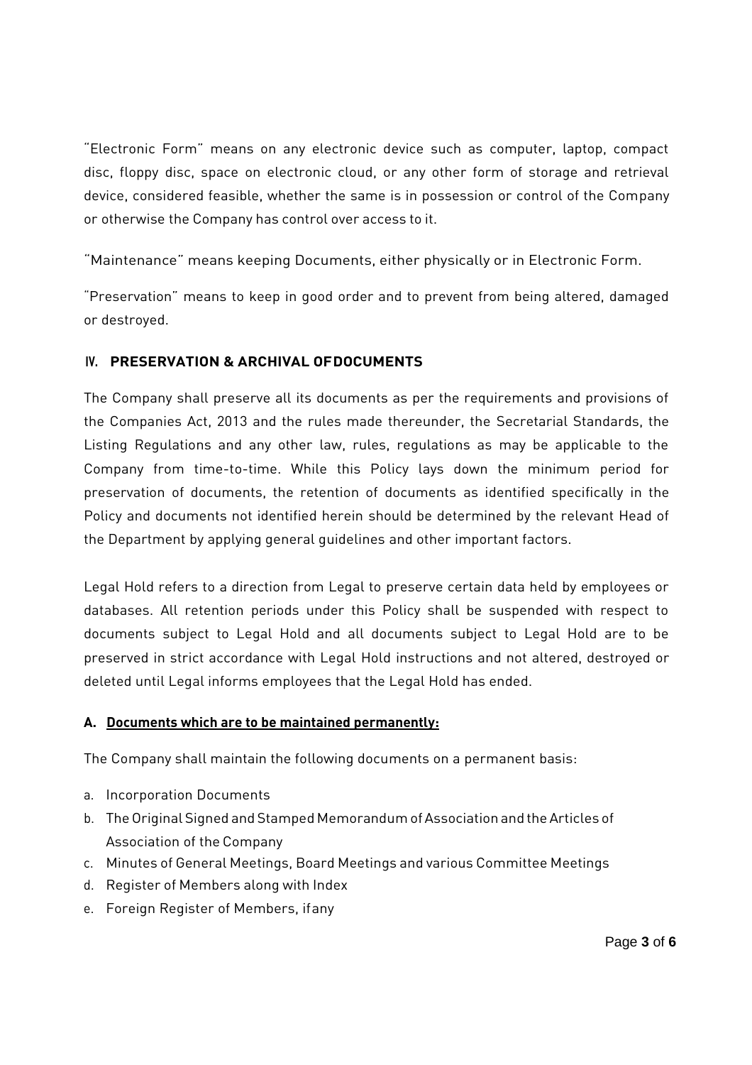"Electronic Form" means on any electronic device such as computer, laptop, compact disc, floppy disc, space on electronic cloud, or any other form of storage and retrieval device, considered feasible, whether the same is in possession or control of the Company or otherwise the Company has control over access to it.

"Maintenance" means keeping Documents, either physically or in Electronic Form.

"Preservation" means to keep in good order and to prevent from being altered, damaged or destroyed.

## IV. PRESERVATION & ARCHIVAL OF DOCUMENTS

The Company shall preserve all its documents as per the requirements and provisions of the Companies Act, 2013 and the rules made thereunder, the Secretarial Standards, the Listing Regulations and any other law, rules, regulations as may be applicable to the Company from time-to-time. While this Policy lays down the minimum period for preservation of documents, the retention of documents as identified specifically in the Policy and documents not identified herein should be determined by the relevant Head of the Department by applying general guidelines and other important factors.

Legal Hold refers to a direction from Legal to preserve certain data held by employees or databases. All retention periods under this Policy shall be suspended with respect to documents subject to Legal Hold and all documents subject to Legal Hold are to be preserved in strict accordance with Legal Hold instructions and not altered, destroyed or deleted until Legal informs employees that the Legal Hold has ended.

### A. Documents which are to be maintained permanently:

The Company shall maintain the following documents on a permanent basis:

a. Incorporation Documents
b. The Original Signed and Stamped Memorandum of Association and the Articles of Association of the Company
c. Minutes of General Meetings, Board Meetings and various Committee Meetings
d. Register of Members along with Index
e. Foreign Register of Members, if any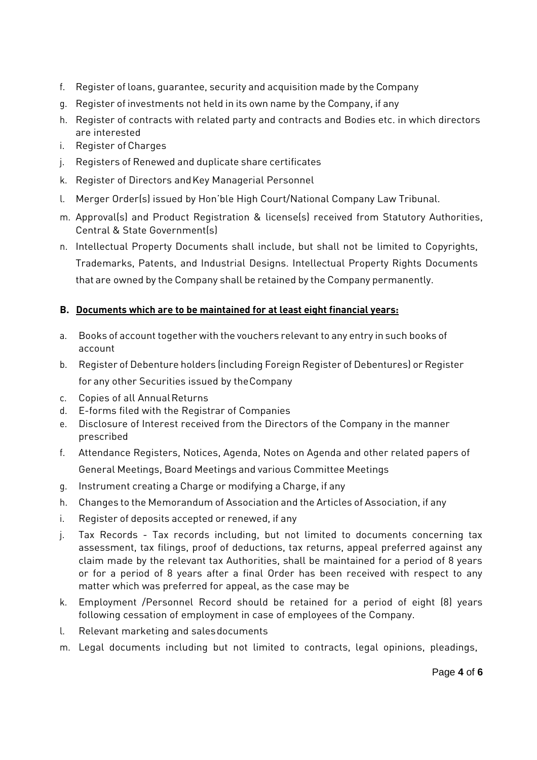f. Register of loans, guarantee, security and acquisition made by the Company
g. Register of investments not held in its own name by the Company, if any
h. Register of contracts with related party and contracts and Bodies etc. in which directors are interested
i. Register of Charges
j. Registers of Renewed and duplicate share certificates
k. Register of Directors and Key Managerial Personnel
l. Merger Order(s) issued by Hon'ble High Court/National Company Law Tribunal.
m. Approval(s) and Product Registration & license(s) received from Statutory Authorities, Central & State Government(s)
n. Intellectual Property Documents shall include, but shall not be limited to Copyrights, Trademarks, Patents, and Industrial Designs. Intellectual Property Rights Documents that are owned by the Company shall be retained by the Company permanently.

**B. Documents which are to be maintained for at least eight financial years:**

a. Books of account together with the vouchers relevant to any entry in such books of account
b. Register of Debenture holders (including Foreign Register of Debentures) or Register for any other Securities issued by the Company
c. Copies of all Annual Returns
d. E-forms filed with the Registrar of Companies
e. Disclosure of Interest received from the Directors of the Company in the manner prescribed
f. Attendance Registers, Notices, Agenda, Notes on Agenda and other related papers of General Meetings, Board Meetings and various Committee Meetings
g. Instrument creating a Charge or modifying a Charge, if any
h. Changes to the Memorandum of Association and the Articles of Association, if any
i. Register of deposits accepted or renewed, if any
j. Tax Records - Tax records including, but not limited to documents concerning tax assessment, tax filings, proof of deductions, tax returns, appeal preferred against any claim made by the relevant tax Authorities, shall be maintained for a period of 8 years or for a period of 8 years after a final Order has been received with respect to any matter which was preferred for appeal, as the case may be
k. Employment /Personnel Record should be retained for a period of eight (8) years following cessation of employment in case of employees of the Company.
l. Relevant marketing and sales documents
m. Legal documents including but not limited to contracts, legal opinions, pleadings,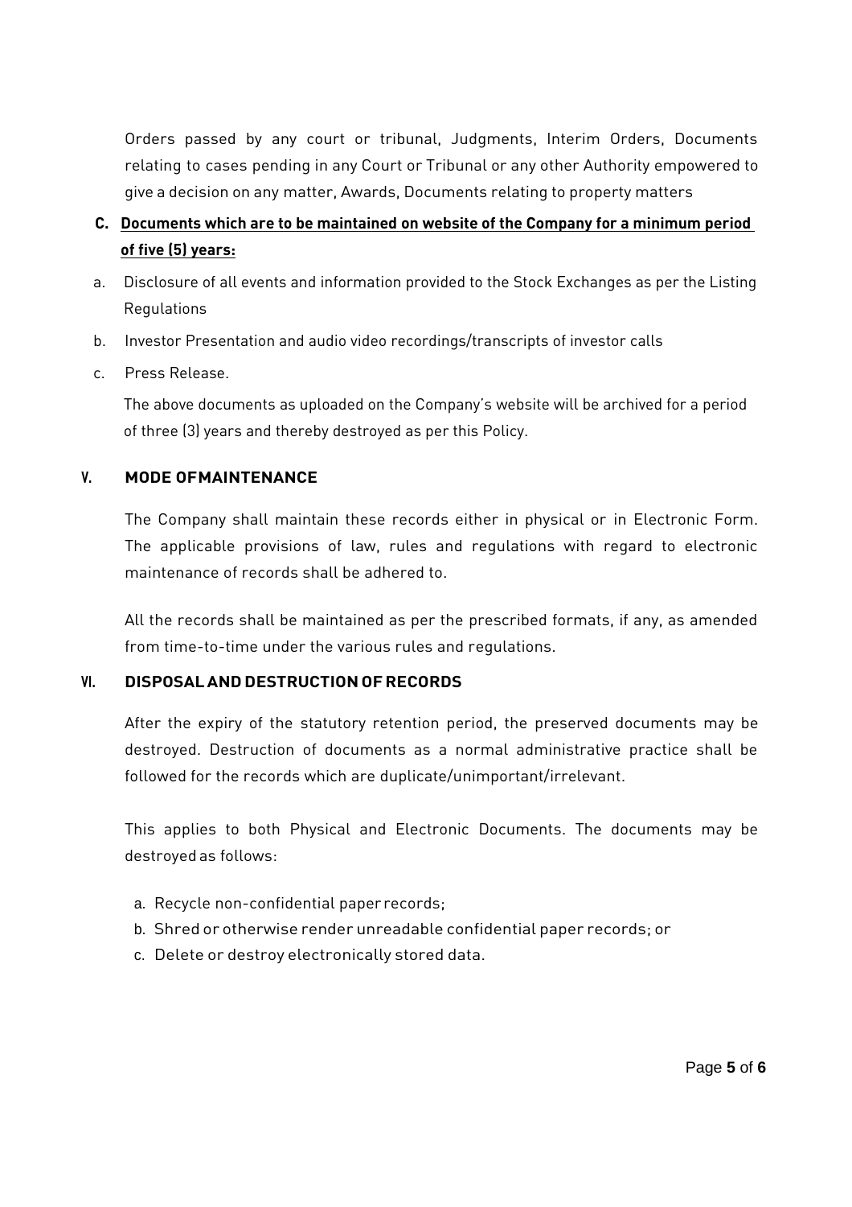Orders passed by any court or tribunal, Judgments, Interim Orders, Documents relating to cases pending in any Court or Tribunal or any other Authority empowered to give a decision on any matter, Awards, Documents relating to property matters

**C. Documents which are to be maintained on website of the Company for a minimum period of five (5) years:**

a. Disclosure of all events and information provided to the Stock Exchanges as per the Listing Regulations

b. Investor Presentation and audio video recordings/transcripts of investor calls

c. Press Release.

The above documents as uploaded on the Company's website will be archived for a period of three (3) years and thereby destroyed as per this Policy.

## V. MODE OFMAINTENANCE

The Company shall maintain these records either in physical or in Electronic Form. The applicable provisions of law, rules and regulations with regard to electronic maintenance of records shall be adhered to.

All the records shall be maintained as per the prescribed formats, if any, as amended from time-to-time under the various rules and regulations.

## VI. DISPOSAL AND DESTRUCTION OF RECORDS

After the expiry of the statutory retention period, the preserved documents may be destroyed. Destruction of documents as a normal administrative practice shall be followed for the records which are duplicate/unimportant/irrelevant.

This applies to both Physical and Electronic Documents. The documents may be destroyed as follows:

a. Recycle non-confidential paper records;
b. Shred or otherwise render unreadable confidential paper records; or
c. Delete or destroy electronically stored data.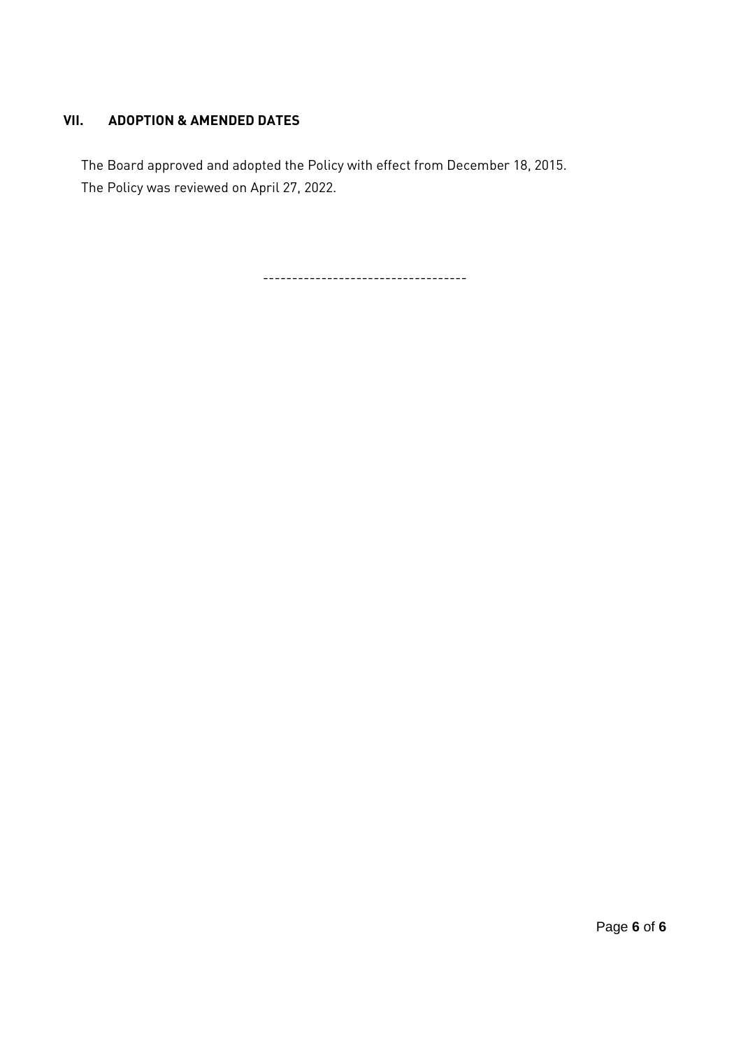## VII. ADOPTION & AMENDED DATES

The Board approved and adopted the Policy with effect from December 18, 2015.
The Policy was reviewed on April 27, 2022.

-----------------------------------